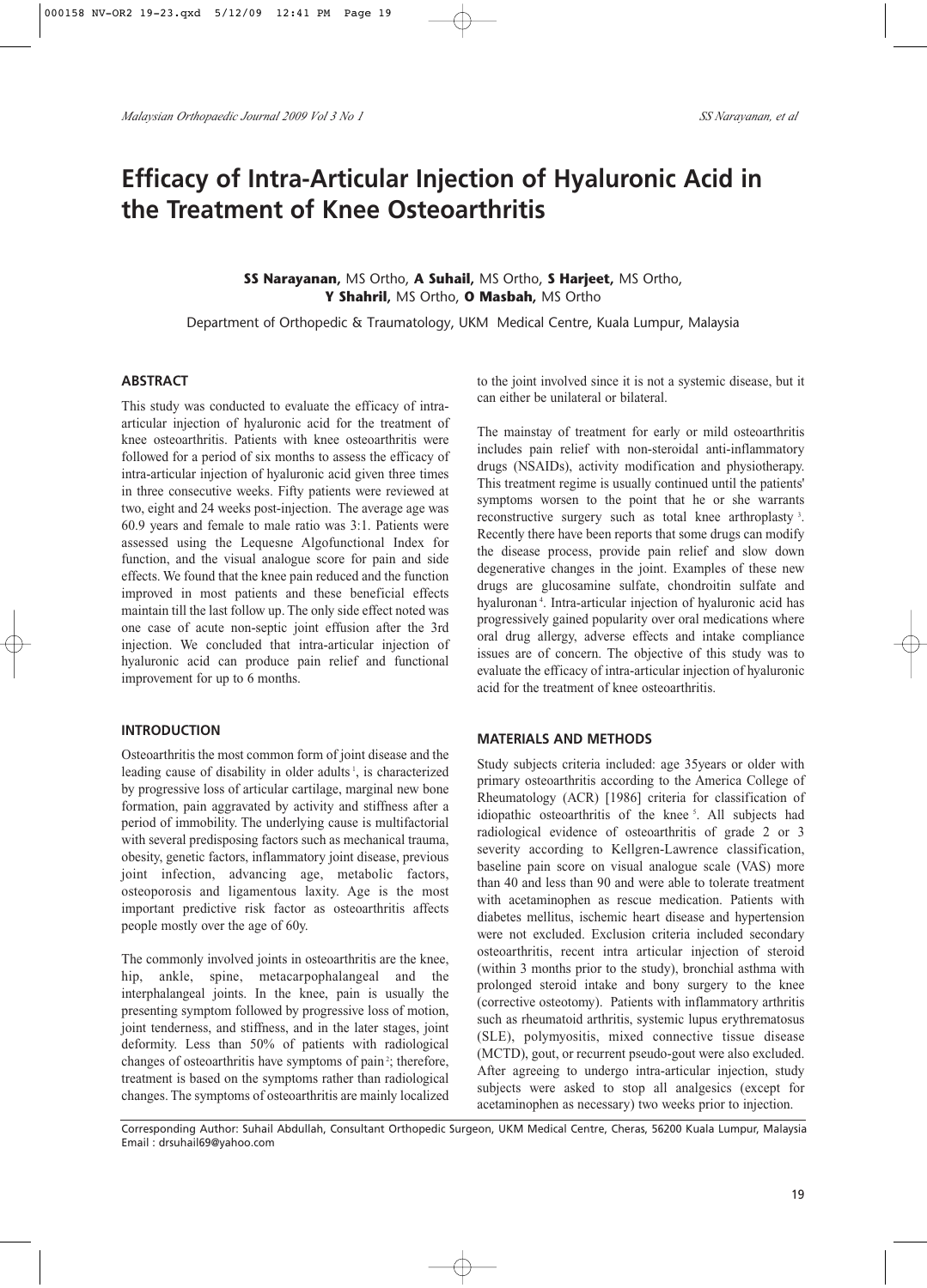# Efficacy of Intra-Articular Injection of Hyaluronic Acid in the Treatment of Knee Osteoarthritis

**SS Narayanan,** MS Ortho, **A Suhail,** MS Ortho, **S Harjeet,** MS Ortho, **Y Shahril,** MS Ortho, **O Masbah,** MS Ortho

Department of Orthopedic & Traumatology, UKM Medical Centre, Kuala Lumpur, Malaysia

## ABSTRACT

This study was conducted to evaluate the efficacy of intra-articular injection of hyaluronic acid for the treatment of knee osteoarthritis. Patients with knee osteoarthritis were followed for a period of six months to assess the efficacy of intra-articular injection of hyaluronic acid given three times in three consecutive weeks. Fifty patients were reviewed at two, eight and 24 weeks post-injection. The average age was 60.9 years and female to male ratio was 3:1. Patients were assessed using the Lequesne Algofunctional Index for function, and the visual analogue score for pain and side effects. We found that the knee pain reduced and the function improved in most patients and these beneficial effects maintain till the last follow up. The only side effect noted was one case of acute non-septic joint effusion after the 3rd injection. We concluded that intra-articular injection of hyaluronic acid can produce pain relief and functional improvement for up to 6 months.

## INTRODUCTION

Osteoarthritis the most common form of joint disease and the leading cause of disability in older adults [1], is characterized by progressive loss of articular cartilage, marginal new bone formation, pain aggravated by activity and stiffness after a period of immobility. The underlying cause is multifactorial with several predisposing factors such as mechanical trauma, obesity, genetic factors, inflammatory joint disease, previous joint infection, advancing age, metabolic factors, osteoporosis and ligamentous laxity. Age is the most important predictive risk factor as osteoarthritis affects people mostly over the age of 60y.

The commonly involved joints in osteoarthritis are the knee, hip, ankle, spine, metacarpophalangeal and the interphalangeal joints. In the knee, pain is usually the presenting symptom followed by progressive loss of motion, joint tenderness, and stiffness, and in the later stages, joint deformity. Less than 50% of patients with radiological changes of osteoarthritis have symptoms of pain [2]; therefore, treatment is based on the symptoms rather than radiological changes. The symptoms of osteoarthritis are mainly localized to the joint involved since it is not a systemic disease, but it can either be unilateral or bilateral.

The mainstay of treatment for early or mild osteoarthritis includes pain relief with non-steroidal anti-inflammatory drugs (NSAIDs), activity modification and physiotherapy. This treatment regime is usually continued until the patients' symptoms worsen to the point that he or she warrants reconstructive surgery such as total knee arthroplasty [3]. Recently there have been reports that some drugs can modify the disease process, provide pain relief and slow down degenerative changes in the joint. Examples of these new drugs are glucosamine sulfate, chondroitin sulfate and hyaluronan [4]. Intra-articular injection of hyaluronic acid has progressively gained popularity over oral medications where oral drug allergy, adverse effects and intake compliance issues are of concern. The objective of this study was to evaluate the efficacy of intra-articular injection of hyaluronic acid for the treatment of knee osteoarthritis.

## MATERIALS AND METHODS

Study subjects criteria included: age 35years or older with primary osteoarthritis according to the America College of Rheumatology (ACR) [1986] criteria for classification of idiopathic osteoarthritis of the knee [5]. All subjects had radiological evidence of osteoarthritis of grade 2 or 3 severity according to Kellgren-Lawrence classification, baseline pain score on visual analogue scale (VAS) more than 40 and less than 90 and were able to tolerate treatment with acetaminophen as rescue medication. Patients with diabetes mellitus, ischemic heart disease and hypertension were not excluded. Exclusion criteria included secondary osteoarthritis, recent intra articular injection of steroid (within 3 months prior to the study), bronchial asthma with prolonged steroid intake and bony surgery to the knee (corrective osteotomy). Patients with inflammatory arthritis such as rheumatoid arthritis, systemic lupus erythematosus (SLE), polymyositis, mixed connective tissue disease (MCTD), gout, or recurrent pseudo-gout were also excluded. After agreeing to undergo intra-articular injection, study subjects were asked to stop all analgesics (except for acetaminophen as necessary) two weeks prior to injection.

Corresponding Author: Suhail Abdullah, Consultant Orthopedic Surgeon, UKM Medical Centre, Cheras, 56200 Kuala Lumpur, Malaysia Email : drsuhail69@yahoo.com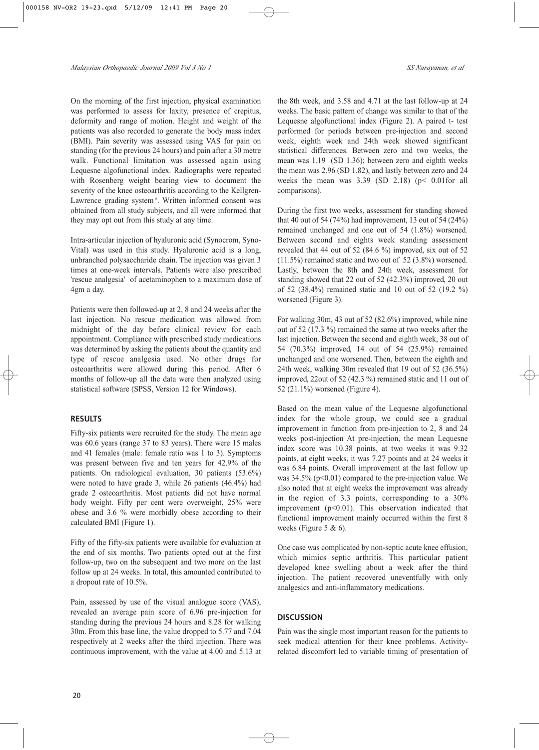On the morning of the first injection, physical examination was performed to assess for laxity, presence of crepitus, deformity and range of motion. Height and weight of the patients was also recorded to generate the body mass index (BMI). Pain severity was assessed using VAS for pain on standing (for the previous 24 hours) and pain after a 30 metre walk. Functional limitation was assessed again using Lequesne algofunctional index. Radiographs were repeated with Rosenberg weight bearing view to document the severity of the knee osteoarthritis according to the Kellgren-Lawrence grading system [6]. Written informed consent was obtained from all study subjects, and all were informed that they may opt out from this study at any time.

Intra-articular injection of hyaluronic acid (Synocrom, Syno-Vital) was used in this study. Hyaluronic acid is a long, unbranched polysaccharide chain. The injection was given 3 times at one-week intervals. Patients were also prescribed 'rescue analgesia' of acetaminophen to a maximum dose of 4gm a day.

Patients were then followed-up at 2, 8 and 24 weeks after the last injection. No rescue medication was allowed from midnight of the day before clinical review for each appointment. Compliance with prescribed study medications was determined by asking the patients about the quantity and type of rescue analgesia used. No other drugs for osteoarthritis were allowed during this period. After 6 months of follow-up all the data were then analyzed using statistical software (SPSS, Version 12 for Windows).

## RESULTS

Fifty-six patients were recruited for the study. The mean age was 60.6 years (range 37 to 83 years). There were 15 males and 41 females (male: female ratio was 1 to 3). Symptoms was present between five and ten years for 42.9% of the patients. On radiological evaluation, 30 patients (53.6%) were noted to have grade 3, while 26 patients (46.4%) had grade 2 osteoarthritis. Most patients did not have normal body weight. Fifty per cent were overweight, 25% were obese and 3.6 % were morbidly obese according to their calculated BMI (Figure 1).

Fifty of the fifty-six patients were available for evaluation at the end of six months. Two patients opted out at the first follow-up, two on the subsequent and two more on the last follow up at 24 weeks. In total, this amounted contributed to a dropout rate of 10.5%.

Pain, assessed by use of the visual analogue score (VAS), revealed an average pain score of 6.96 pre-injection for standing during the previous 24 hours and 8.28 for walking 30m. From this base line, the value dropped to 5.77 and 7.04 respectively at 2 weeks after the third injection. There was continuous improvement, with the value at 4.00 and 5.13 at the 8th week, and 3.58 and 4.71 at the last follow-up at 24 weeks. The basic pattern of change was similar to that of the Lequesne algofunctional index (Figure 2). A paired t- test performed for periods between pre-injection and second week, eighth week and 24th week showed significant statistical differences. Between zero and two weeks, the mean was 1.19 (SD 1.36); between zero and eighth weeks the mean was 2.96 (SD 1.82), and lastly between zero and 24 weeks the mean was 3.39 (SD 2.18) ($p < 0.01$ for all comparisons).

During the first two weeks, assessment for standing showed that 40 out of 54 (74%) had improvement, 13 out of 54 (24%) remained unchanged and one out of 54 (1.8%) worsened. Between second and eights week standing assessment revealed that 44 out of 52 (84.6 %) improved, six out of 52 (11.5%) remained static and two out of 52 (3.8%) worsened. Lastly, between the 8th and 24th week, assessment for standing showed that 22 out of 52 (42.3%) improved, 20 out of 52 (38.4%) remained static and 10 out of 52 (19.2 %) worsened (Figure 3).

For walking 30m, 43 out of 52 (82.6%) improved, while nine out of 52 (17.3 %) remained the same at two weeks after the last injection. Between the second and eighth week, 38 out of 54 (70.3%) improved, 14 out of 54 (25.9%) remained unchanged and one worsened. Then, between the eighth and 24th week, walking 30m revealed that 19 out of 52 (36.5%) improved, 22out of 52 (42.3 %) remained static and 11 out of 52 (21.1%) worsened (Figure 4).

Based on the mean value of the Lequesne algofunctional index for the whole group, we could see a gradual improvement in function from pre-injection to 2, 8 and 24 weeks post-injection At pre-injection, the mean Lequesne index score was 10.38 points, at two weeks it was 9.32 points, at eight weeks, it was 7.27 points and at 24 weeks it was 6.84 points. Overall improvement at the last follow up was 34.5% ($p<0.01$) compared to the pre-injection value. We also noted that at eight weeks the improvement was already in the region of 3.3 points, corresponding to a 30% improvement ($p<0.01$). This observation indicated that functional improvement mainly occurred within the first 8 weeks (Figure 5 & 6).

One case was complicated by non-septic acute knee effusion, which mimics septic arthritis. This particular patient developed knee swelling about a week after the third injection. The patient recovered uneventfully with only analgesics and anti-inflammatory medications.

## DISCUSSION

Pain was the single most important reason for the patients to seek medical attention for their knee problems. Activity-related discomfort led to variable timing of presentation of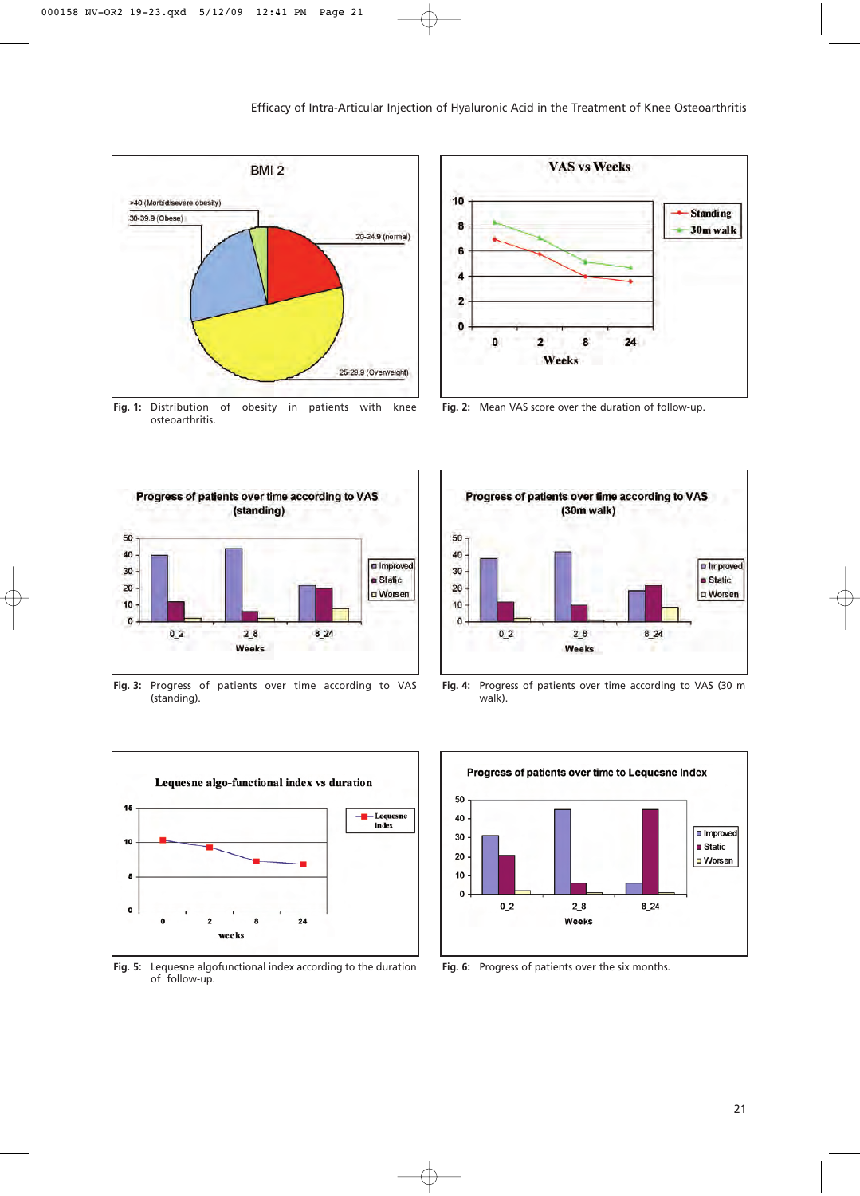Fig. 1: Distribution of obesity in patients with knee osteoarthritis.

Fig. 2: Mean VAS score over the duration of follow-up.

Fig. 3: Progress of patients over time according to VAS (standing).

Fig. 4: Progress of patients over time according to VAS (30 m walk).

Fig. 5: Lequesne algofunctional index according to the duration of follow-up.

Fig. 6: Progress of patients over the six months.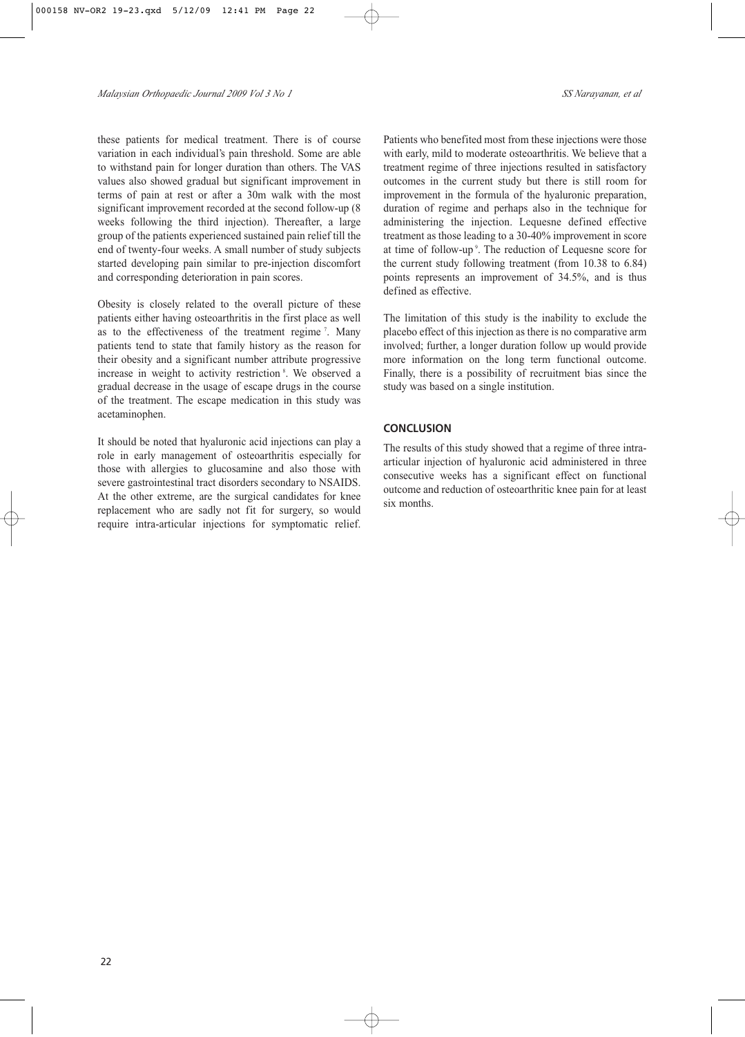these patients for medical treatment. There is of course variation in each individual's pain threshold. Some are able to withstand pain for longer duration than others. The VAS values also showed gradual but significant improvement in terms of pain at rest or after a 30m walk with the most significant improvement recorded at the second follow-up (8 weeks following the third injection). Thereafter, a large group of the patients experienced sustained pain relief till the end of twenty-four weeks. A small number of study subjects started developing pain similar to pre-injection discomfort and corresponding deterioration in pain scores.

Obesity is closely related to the overall picture of these patients either having osteoarthritis in the first place as well as to the effectiveness of the treatment regime [7]. Many patients tend to state that family history as the reason for their obesity and a significant number attribute progressive increase in weight to activity restriction [8]. We observed a gradual decrease in the usage of escape drugs in the course of the treatment. The escape medication in this study was acetaminophen.

It should be noted that hyaluronic acid injections can play a role in early management of osteoarthritis especially for those with allergies to glucosamine and also those with severe gastrointestinal tract disorders secondary to NSAIDS. At the other extreme, are the surgical candidates for knee replacement who are sadly not fit for surgery, so would require intra-articular injections for symptomatic relief. Patients who benefited most from these injections were those with early, mild to moderate osteoarthritis. We believe that a treatment regime of three injections resulted in satisfactory outcomes in the current study but there is still room for improvement in the formula of the hyaluronic preparation, duration of regime and perhaps also in the technique for administering the injection. Lequesne defined effective treatment as those leading to a 30-40% improvement in score at time of follow-up [9]. The reduction of Lequesne score for the current study following treatment (from 10.38 to 6.84) points represents an improvement of 34.5%, and is thus defined as effective.

The limitation of this study is the inability to exclude the placebo effect of this injection as there is no comparative arm involved; further, a longer duration follow up would provide more information on the long term functional outcome. Finally, there is a possibility of recruitment bias since the study was based on a single institution.

## CONCLUSION

The results of this study showed that a regime of three intra-articular injection of hyaluronic acid administered in three consecutive weeks has a significant effect on functional outcome and reduction of osteoarthritic knee pain for at least six months.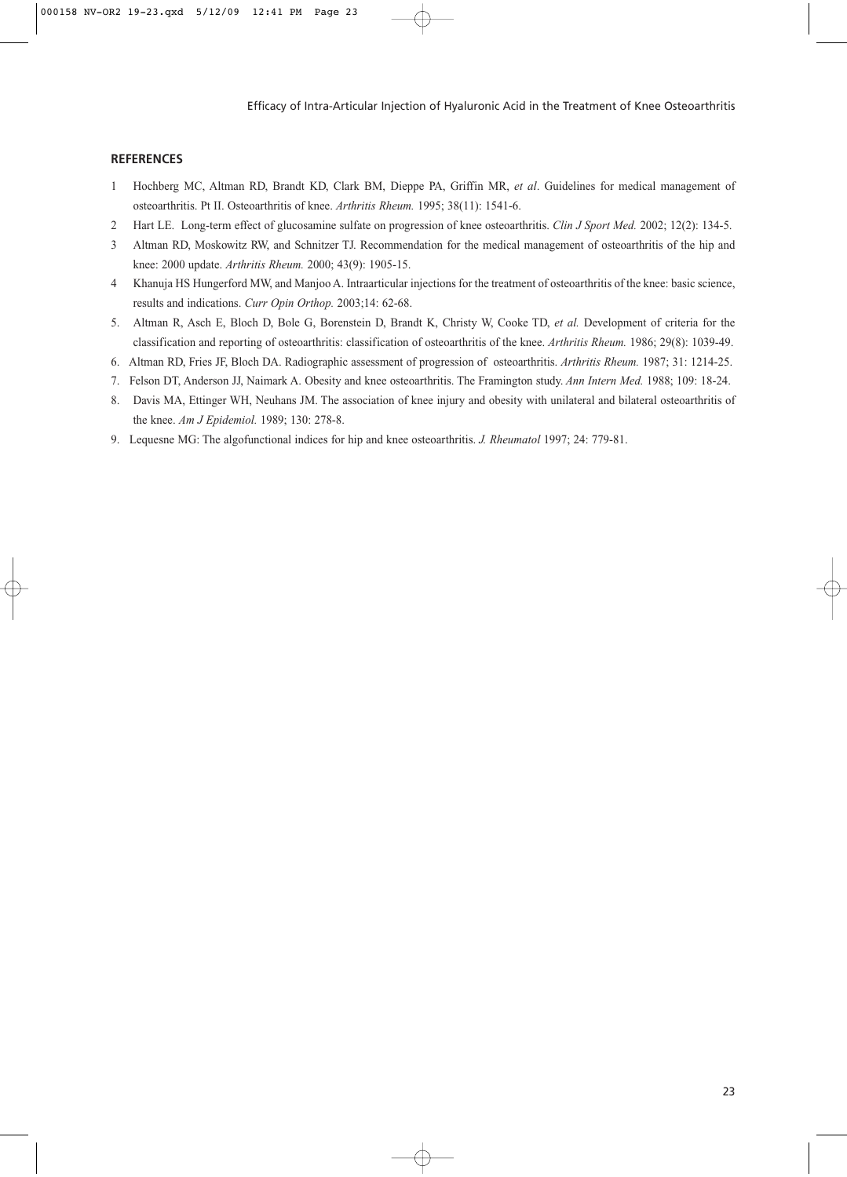## REFERENCES

1 Hochberg MC, Altman RD, Brandt KD, Clark BM, Dieppe PA, Griffin MR, *et al*. Guidelines for medical management of osteoarthritis. Pt II. Osteoarthritis of knee. *Arthritis Rheum.* 1995; 38(11): 1541-6.

2 Hart LE. Long-term effect of glucosamine sulfate on progression of knee osteoarthritis. *Clin J Sport Med.* 2002; 12(2): 134-5.

3 Altman RD, Moskowitz RW, and Schnitzer TJ. Recommendation for the medical management of osteoarthritis of the hip and knee: 2000 update. *Arthritis Rheum.* 2000; 43(9): 1905-15.

4 Khanuja HS Hungerford MW, and Manjoo A. Intraarticular injections for the treatment of osteoarthritis of the knee: basic science, results and indications. *Curr Opin Orthop.* 2003;14: 62-68.

5. Altman R, Asch E, Bloch D, Bole G, Borenstein D, Brandt K, Christy W, Cooke TD, *et al.* Development of criteria for the classification and reporting of osteoarthritis: classification of osteoarthritis of the knee. *Arthritis Rheum.* 1986; 29(8): 1039-49.

6. Altman RD, Fries JF, Bloch DA. Radiographic assessment of progression of osteoarthritis. *Arthritis Rheum.* 1987; 31: 1214-25.

7. Felson DT, Anderson JJ, Naimark A. Obesity and knee osteoarthritis. The Framington study. *Ann Intern Med.* 1988; 109: 18-24.

8. Davis MA, Ettinger WH, Neuhans JM. The association of knee injury and obesity with unilateral and bilateral osteoarthritis of the knee. *Am J Epidemiol.* 1989; 130: 278-8.

9. Lequesne MG: The algofunctional indices for hip and knee osteoarthritis. *J. Rheumatol* 1997; 24: 779-81.